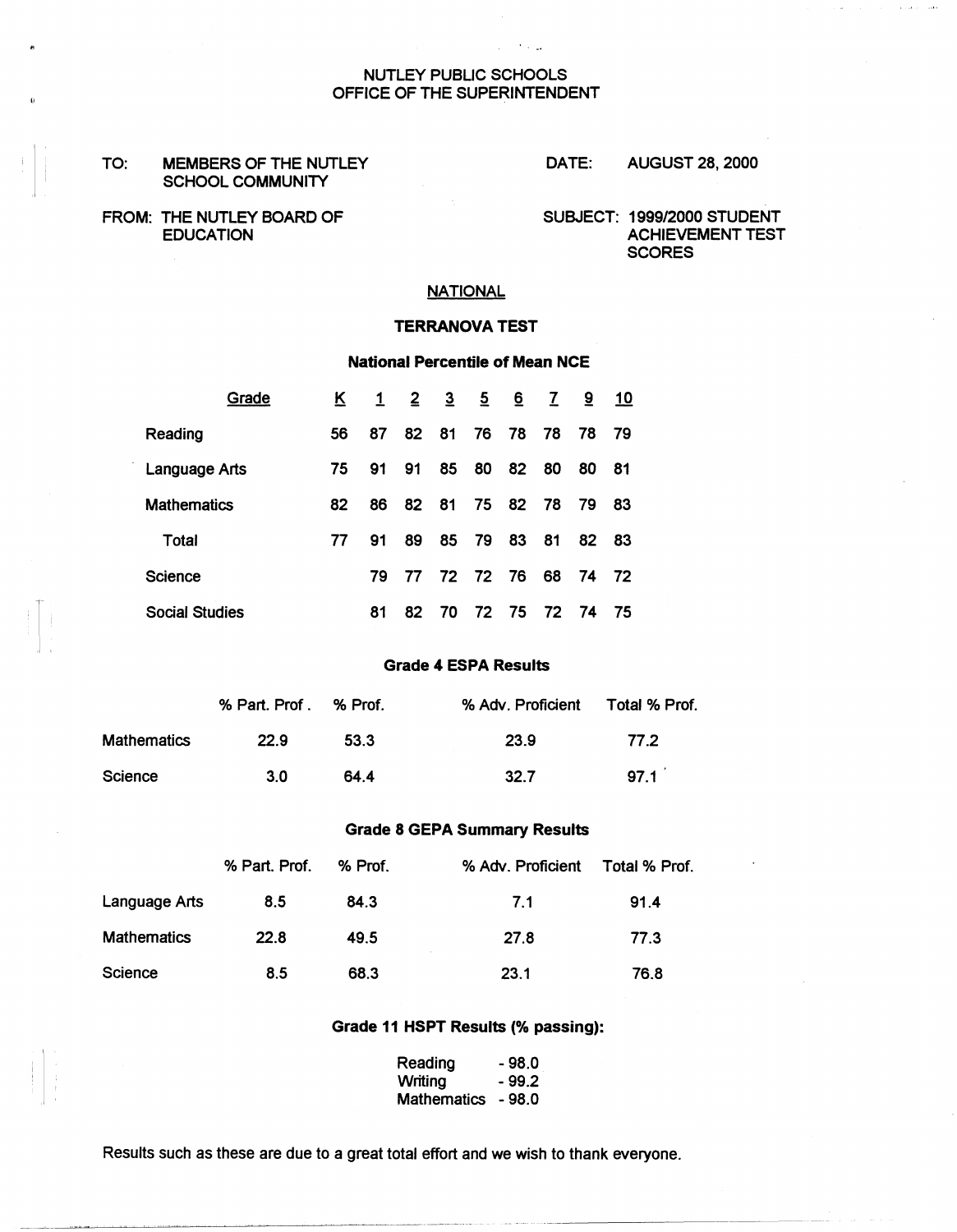NUTLEY PUBLIC SCHOOLS
OFFICE OF THE SUPERINTENDENT

TO: MEMBERS OF THE NUTLEY SCHOOL COMMUNITY

DATE: AUGUST 28, 2000

FROM: THE NUTLEY BOARD OF EDUCATION

SUBJECT: 1999/2000 STUDENT ACHIEVEMENT TEST SCORES

## NATIONAL

### TERRANOVA TEST

**National Percentile of Mean NCE**

| Grade | K | 1 | 2 | 3 | 5 | 6 | 7 | 9 | 10 |
|---|---|---|---|---|---|---|---|---|---|
| Reading | 56 | 87 | 82 | 81 | 76 | 78 | 78 | 78 | 79 |
| Language Arts | 75 | 91 | 91 | 85 | 80 | 82 | 80 | 80 | 81 |
| Mathematics | 82 | 86 | 82 | 81 | 75 | 82 | 78 | 79 | 83 |
| Total | 77 | 91 | 89 | 85 | 79 | 83 | 81 | 82 | 83 |
| Science | | 79 | 77 | 72 | 72 | 76 | 68 | 74 | 72 |
| Social Studies | | 81 | 82 | 70 | 72 | 75 | 72 | 74 | 75 |

**Grade 4 ESPA Results**

| | % Part. Prof . | % Prof. | % Adv. Proficient | Total % Prof. |
|---|---|---|---|---|
| Mathematics | 22.9 | 53.3 | 23.9 | 77.2 |
| Science | 3.0 | 64.4 | 32.7 | 97.1 |

**Grade 8 GEPA Summary Results**

| | % Part. Prof. | % Prof. | % Adv. Proficient | Total % Prof. |
|---|---|---|---|---|
| Language Arts | 8.5 | 84.3 | 7.1 | 91.4 |
| Mathematics | 22.8 | 49.5 | 27.8 | 77.3 |
| Science | 8.5 | 68.3 | 23.1 | 76.8 |

**Grade 11 HSPT Results (% passing):**

Reading - 98.0
Writing - 99.2
Mathematics - 98.0

Results such as these are due to a great total effort and we wish to thank everyone.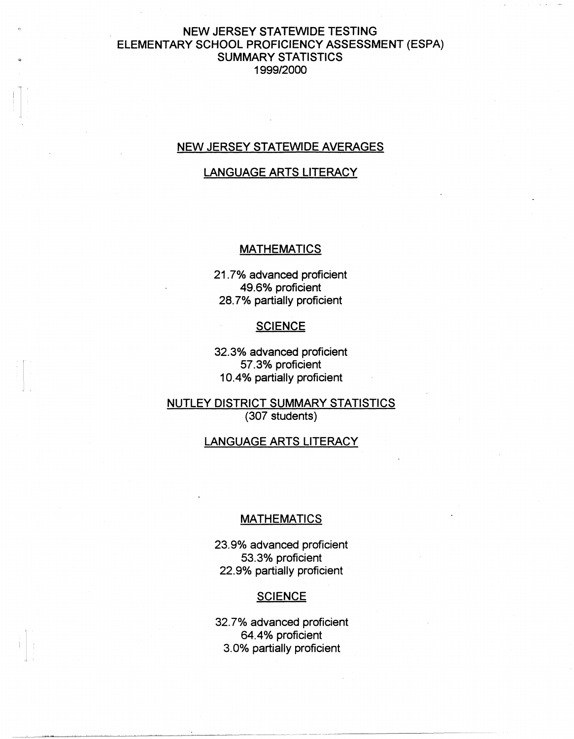# NEW JERSEY STATEWIDE TESTING
# ELEMENTARY SCHOOL PROFICIENCY ASSESSMENT (ESPA)
# SUMMARY STATISTICS
# 1999/2000

## NEW JERSEY STATEWIDE AVERAGES

### LANGUAGE ARTS LITERACY

### MATHEMATICS

21.7% advanced proficient
49.6% proficient
28.7% partially proficient

### SCIENCE

32.3% advanced proficient
57.3% proficient
10.4% partially proficient

## NUTLEY DISTRICT SUMMARY STATISTICS
(307 students)

### LANGUAGE ARTS LITERACY

### MATHEMATICS

23.9% advanced proficient
53.3% proficient
22.9% partially proficient

### SCIENCE

32.7% advanced proficient
64.4% proficient
3.0% partially proficient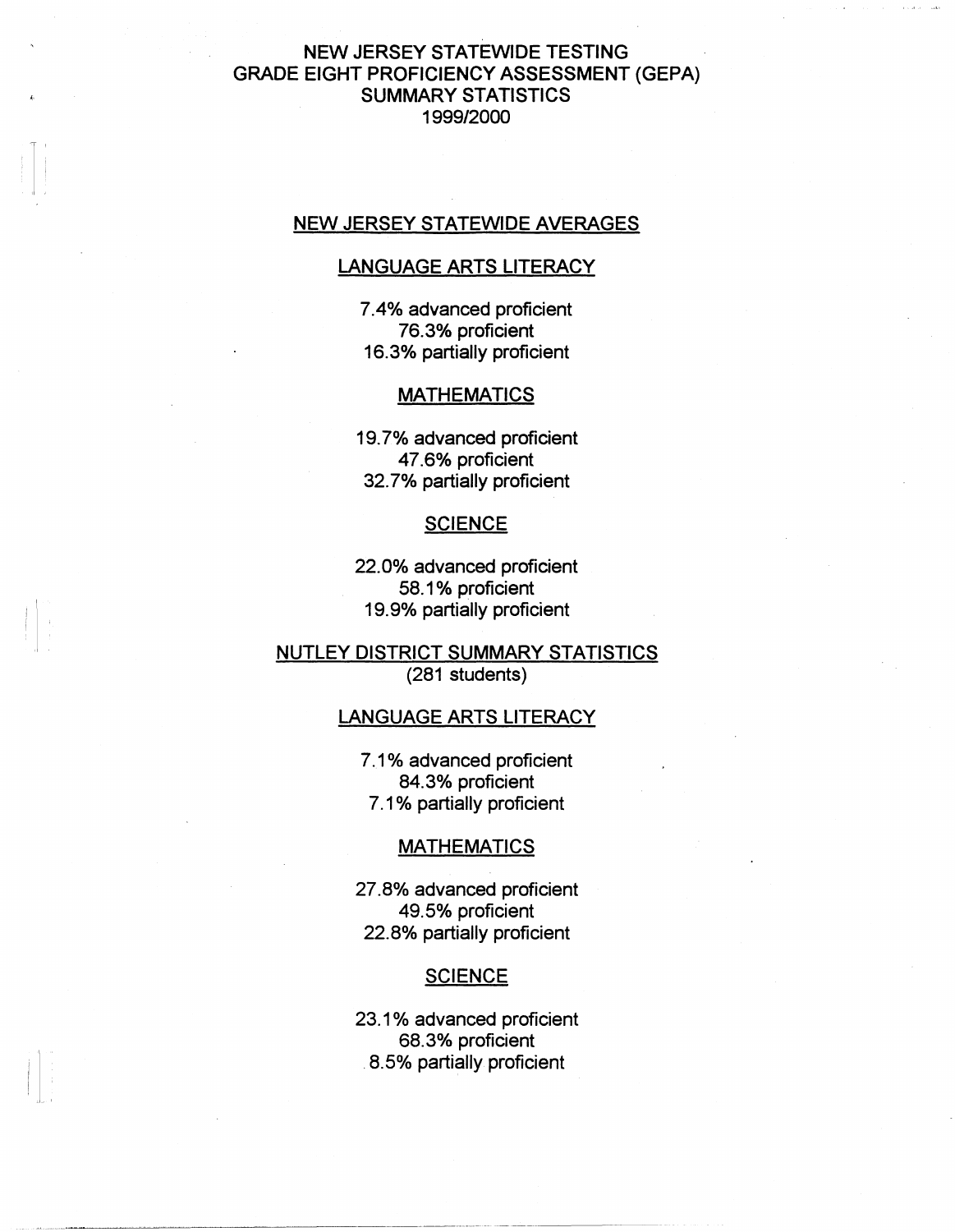# NEW JERSEY STATEWIDE TESTING
# GRADE EIGHT PROFICIENCY ASSESSMENT (GEPA)
# SUMMARY STATISTICS
# 1999/2000

## NEW JERSEY STATEWIDE AVERAGES

### LANGUAGE ARTS LITERACY

7.4% advanced proficient
76.3% proficient
16.3% partially proficient

### MATHEMATICS

19.7% advanced proficient
47.6% proficient
32.7% partially proficient

### SCIENCE

22.0% advanced proficient
58.1% proficient
19.9% partially proficient

## NUTLEY DISTRICT SUMMARY STATISTICS
(281 students)

### LANGUAGE ARTS LITERACY

7.1% advanced proficient
84.3% proficient
7.1% partially proficient

### MATHEMATICS

27.8% advanced proficient
49.5% proficient
22.8% partially proficient

### SCIENCE

23.1% advanced proficient
68.3% proficient
8.5% partially proficient